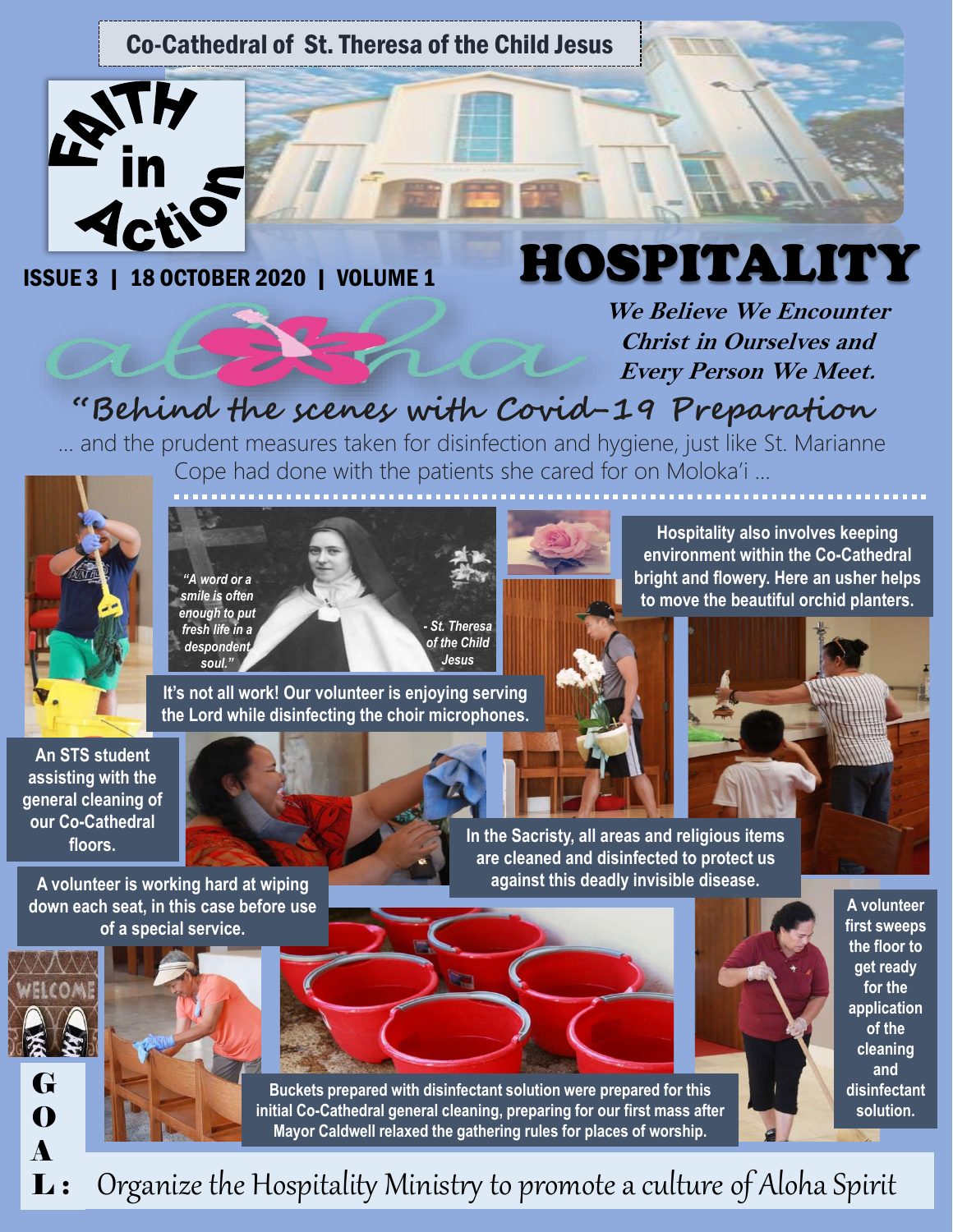Co-Cathedral of St. Theresa of the Child Jesus

FAITH in Action

ISSUE 3 | 18 OCTOBER 2020 | VOLUME 1

# HOSPITALITY

***We Believe We Encounter Christ in Ourselves and Every Person We Meet.***

aloha

## "Behind the scenes with Covid-19 Preparation

… and the prudent measures taken for disinfection and hygiene, just like St. Marianne Cope had done with the patients she cared for on Moloka'i …

*"A word or a smile is often enough to put fresh life in a despondent soul."* *- St. Theresa of the Child Jesus*

**Hospitality also involves keeping environment within the Co-Cathedral bright and flowery. Here an usher helps to move the beautiful orchid planters.**

**It's not all work! Our volunteer is enjoying serving the Lord while disinfecting the choir microphones.**

**An STS student assisting with the general cleaning of our Co-Cathedral floors.**

**In the Sacristy, all areas and religious items are cleaned and disinfected to protect us against this deadly invisible disease.**

**A volunteer is working hard at wiping down each seat, in this case before use of a special service.**

**A volunteer first sweeps the floor to get ready for the application of the cleaning and disinfectant solution.**

**Buckets prepared with disinfectant solution were prepared for this initial Co-Cathedral general cleaning, preparing for our first mass after Mayor Caldwell relaxed the gathering rules for places of worship.**

**GOAL:** Organize the Hospitality Ministry to promote a culture of Aloha Spirit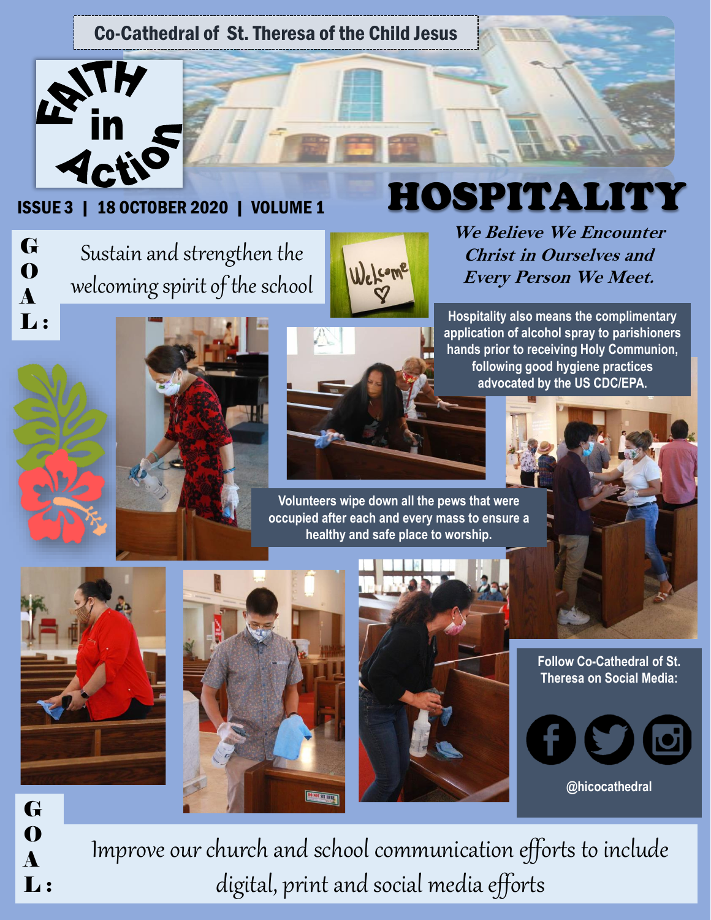Co-Cathedral of St. Theresa of the Child Jesus

# FAITH in Action

ISSUE 3 | 18 OCTOBER 2020 | VOLUME 1

# HOSPITALITY

**GOAL:** Sustain and strengthen the welcoming spirit of the school

Welcome

***We Believe We Encounter Christ in Ourselves and Every Person We Meet.***

**Hospitality also means the complimentary application of alcohol spray to parishioners hands prior to receiving Holy Communion, following good hygiene practices advocated by the US CDC/EPA.**

**Volunteers wipe down all the pews that were occupied after each and every mass to ensure a healthy and safe place to worship.**

**Follow Co-Cathedral of St. Theresa on Social Media:**

**@hicocathedral**

**GOAL:** Improve our church and school communication efforts to include digital, print and social media efforts